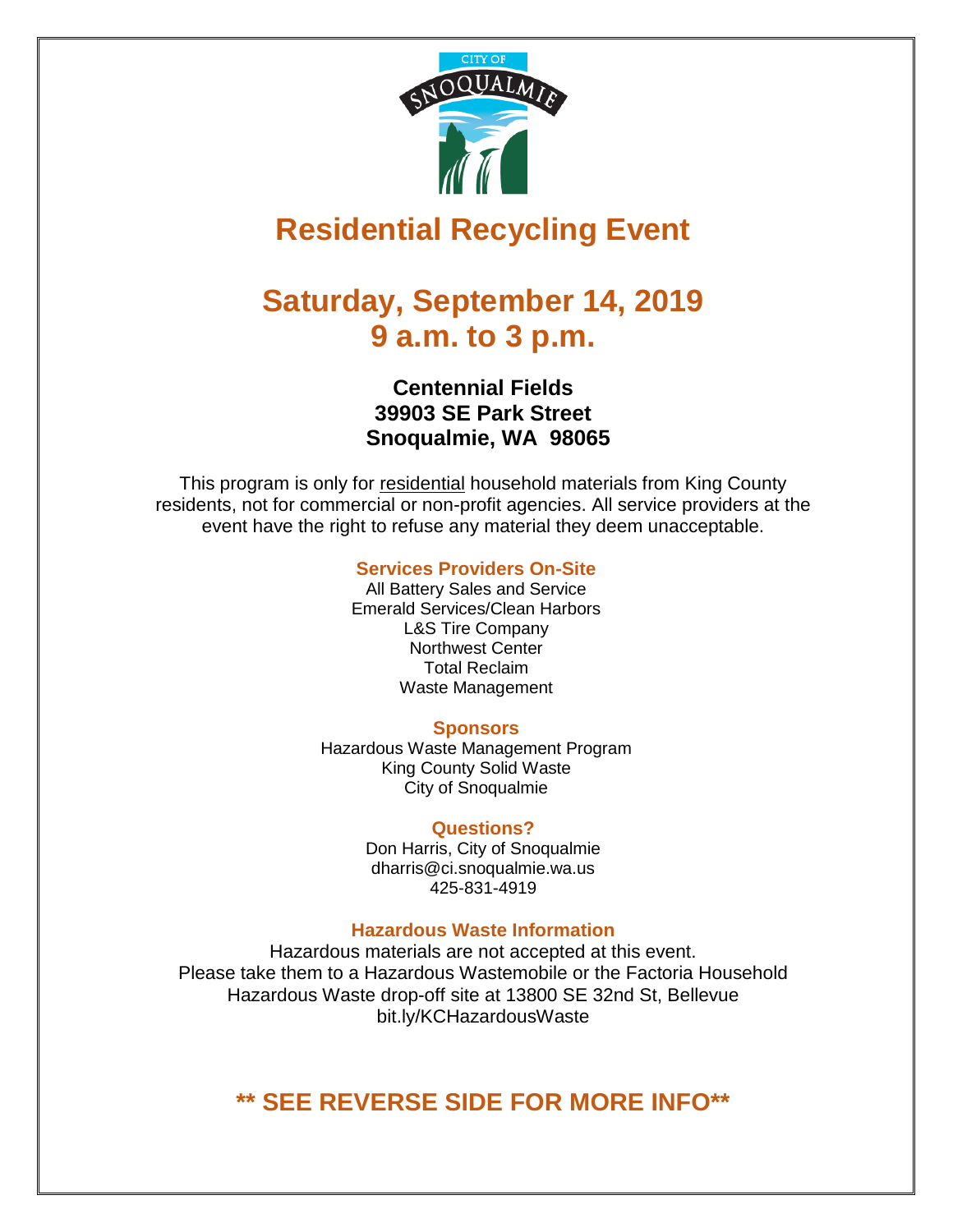# Residential Recycling Event

## Saturday, September 14, 2019
## 9 a.m. to 3 p.m.

**Centennial Fields**
**39903 SE Park Street**
**Snoqualmie, WA 98065**

This program is only for residential household materials from King County residents, not for commercial or non-profit agencies. All service providers at the event have the right to refuse any material they deem unacceptable.

### Services Providers On-Site

All Battery Sales and Service
Emerald Services/Clean Harbors
L&S Tire Company
Northwest Center
Total Reclaim
Waste Management

### Sponsors

Hazardous Waste Management Program
King County Solid Waste
City of Snoqualmie

### Questions?

Don Harris, City of Snoqualmie
dharris@ci.snoqualmie.wa.us
425-831-4919

### Hazardous Waste Information

Hazardous materials are not accepted at this event.
Please take them to a Hazardous Wastemobile or the Factoria Household Hazardous Waste drop-off site at 13800 SE 32nd St, Bellevue
bit.ly/KCHazardousWaste

## ** SEE REVERSE SIDE FOR MORE INFO**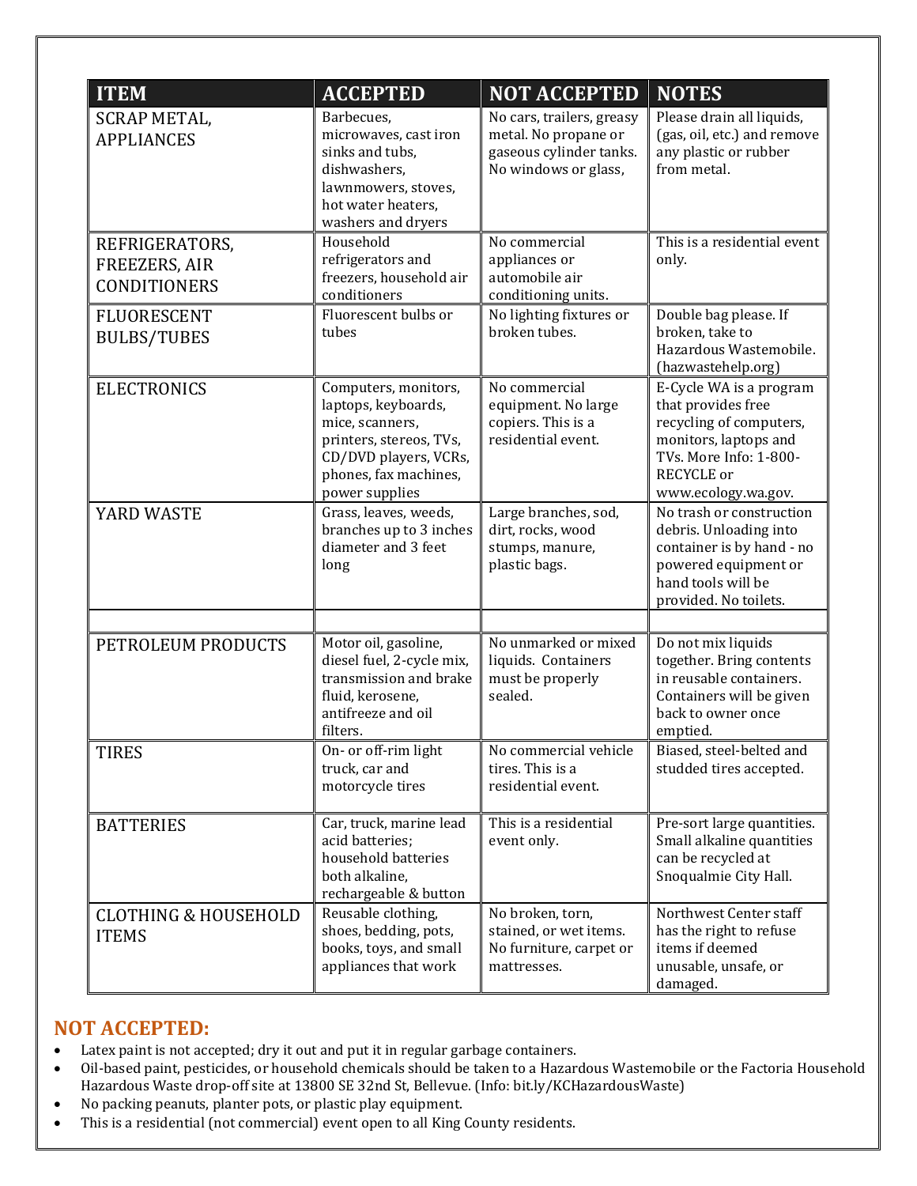| ITEM | ACCEPTED | NOT ACCEPTED | NOTES |
|---|---|---|---|
| SCRAP METAL, APPLIANCES | Barbecues, microwaves, cast iron sinks and tubs, dishwashers, lawnmowers, stoves, hot water heaters, washers and dryers | No cars, trailers, greasy metal. No propane or gaseous cylinder tanks. No windows or glass, | Please drain all liquids, (gas, oil, etc.) and remove any plastic or rubber from metal. |
| REFRIGERATORS, FREEZERS, AIR CONDITIONERS | Household refrigerators and freezers, household air conditioners | No commercial appliances or automobile air conditioning units. | This is a residential event only. |
| FLUORESCENT BULBS/TUBES | Fluorescent bulbs or tubes | No lighting fixtures or broken tubes. | Double bag please. If broken, take to Hazardous Wastemobile. (hazwastehelp.org) |
| ELECTRONICS | Computers, monitors, laptops, keyboards, mice, scanners, printers, stereos, TVs, CD/DVD players, VCRs, phones, fax machines, power supplies | No commercial equipment. No large copiers. This is a residential event. | E-Cycle WA is a program that provides free recycling of computers, monitors, laptops and TVs. More Info: 1-800-RECYCLE or www.ecology.wa.gov. |
| YARD WASTE | Grass, leaves, weeds, branches up to 3 inches diameter and 3 feet long | Large branches, sod, dirt, rocks, wood stumps, manure, plastic bags. | No trash or construction debris. Unloading into container is by hand - no powered equipment or hand tools will be provided. No toilets. |
| | | | |
| PETROLEUM PRODUCTS | Motor oil, gasoline, diesel fuel, 2-cycle mix, transmission and brake fluid, kerosene, antifreeze and oil filters. | No unmarked or mixed liquids. Containers must be properly sealed. | Do not mix liquids together. Bring contents in reusable containers. Containers will be given back to owner once emptied. |
| TIRES | On- or off-rim light truck, car and motorcycle tires | No commercial vehicle tires. This is a residential event. | Biased, steel-belted and studded tires accepted. |
| BATTERIES | Car, truck, marine lead acid batteries; household batteries both alkaline, rechargeable & button | This is a residential event only. | Pre-sort large quantities. Small alkaline quantities can be recycled at Snoqualmie City Hall. |
| CLOTHING & HOUSEHOLD ITEMS | Reusable clothing, shoes, bedding, pots, books, toys, and small appliances that work | No broken, torn, stained, or wet items. No furniture, carpet or mattresses. | Northwest Center staff has the right to refuse items if deemed unusable, unsafe, or damaged. |

## NOT ACCEPTED:

- Latex paint is not accepted; dry it out and put it in regular garbage containers.
- Oil-based paint, pesticides, or household chemicals should be taken to a Hazardous Wastemobile or the Factoria Household Hazardous Waste drop-off site at 13800 SE 32nd St, Bellevue. (Info: bit.ly/KCHazardousWaste)
- No packing peanuts, planter pots, or plastic play equipment.
- This is a residential (not commercial) event open to all King County residents.